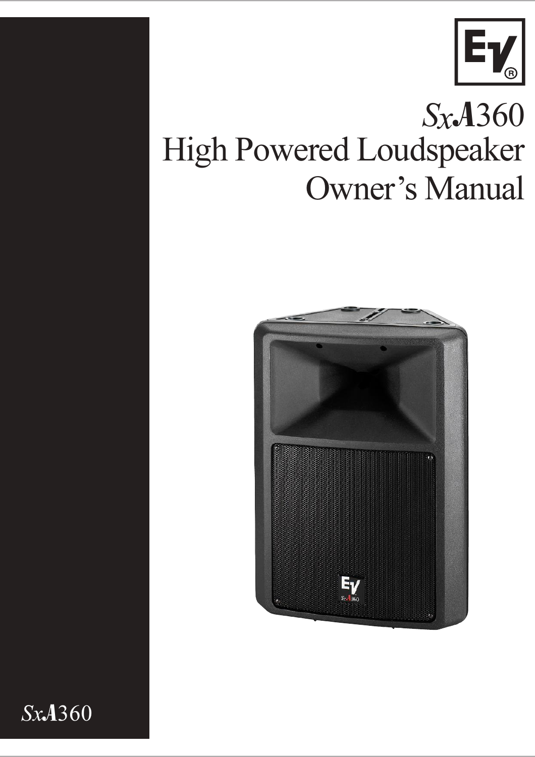# *SxA*360
# High Powered Loudspeaker
# Owner's Manual

*SxA*360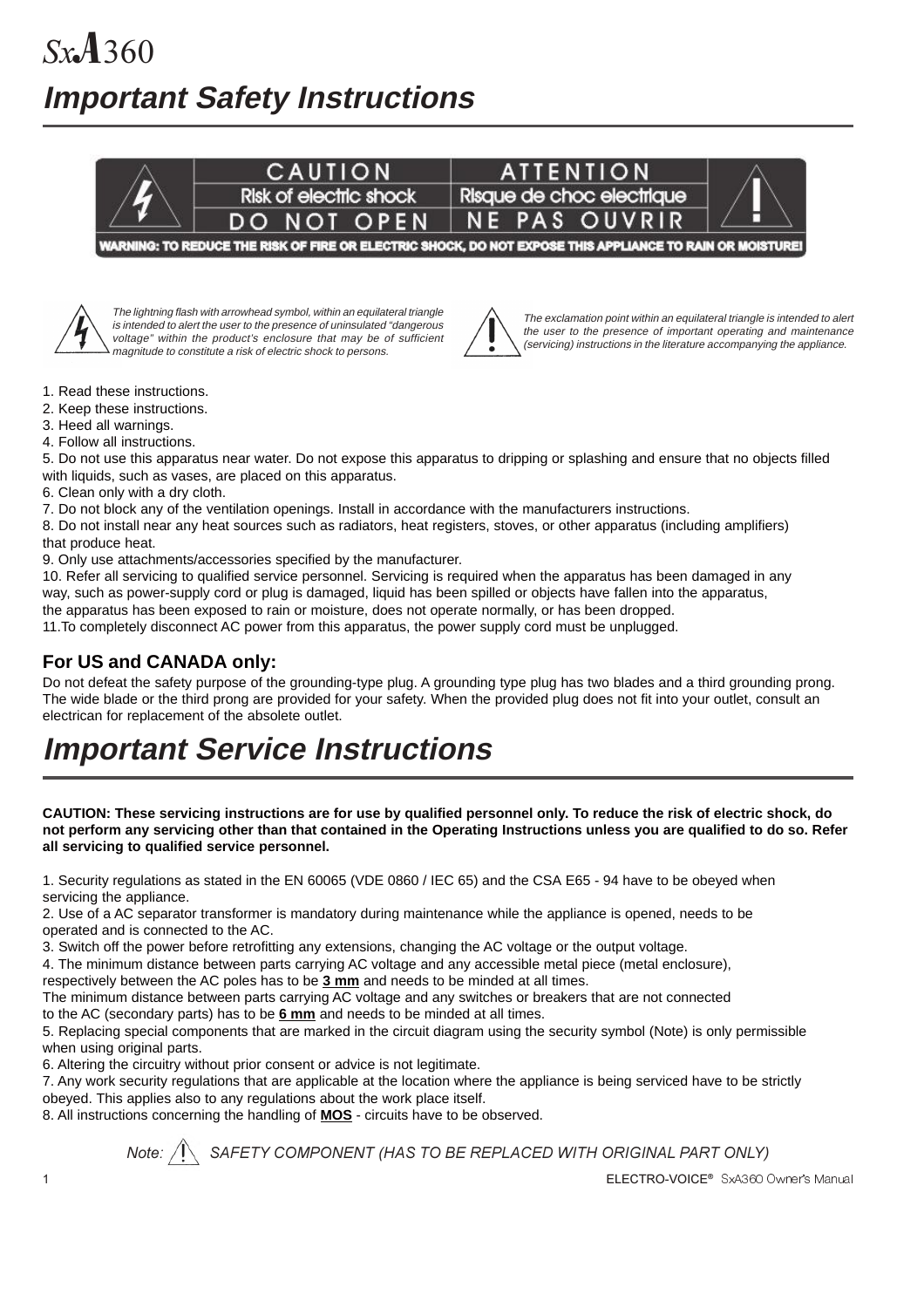# SxA360

# Important Safety Instructions

| CAUTION | ATTENTION |
|---|---|
| Risk of electric shock | Risque de choc electrique |
| DO NOT OPEN | NE PAS OUVRIR |

**WARNING: TO REDUCE THE RISK OF FIRE OR ELECTRIC SHOCK, DO NOT EXPOSE THIS APPLIANCE TO RAIN OR MOISTURE!**

*The lightning flash with arrowhead symbol, within an equilateral triangle is intended to alert the user to the presence of uninsulated "dangerous voltage" within the product's enclosure that may be of sufficient magnitude to constitute a risk of electric shock to persons.*

*The exclamation point within an equilateral triangle is intended to alert the user to the presence of important operating and maintenance (servicing) instructions in the literature accompanying the appliance.*

1. Read these instructions.
2. Keep these instructions.
3. Heed all warnings.
4. Follow all instructions.
5. Do not use this apparatus near water. Do not expose this apparatus to dripping or splashing and ensure that no objects filled with liquids, such as vases, are placed on this apparatus.
6. Clean only with a dry cloth.
7. Do not block any of the ventilation openings. Install in accordance with the manufacturers instructions.
8. Do not install near any heat sources such as radiators, heat registers, stoves, or other apparatus (including amplifiers) that produce heat.
9. Only use attachments/accessories specified by the manufacturer.
10. Refer all servicing to qualified service personnel. Servicing is required when the apparatus has been damaged in any way, such as power-supply cord or plug is damaged, liquid has been spilled or objects have fallen into the apparatus, the apparatus has been exposed to rain or moisture, does not operate normally, or has been dropped.
11. To completely disconnect AC power from this apparatus, the power supply cord must be unplugged.

## For US and CANADA only:

Do not defeat the safety purpose of the grounding-type plug. A grounding type plug has two blades and a third grounding prong. The wide blade or the third prong are provided for your safety. When the provided plug does not fit into your outlet, consult an electrican for replacement of the absolete outlet.

# Important Service Instructions

**CAUTION: These servicing instructions are for use by qualified personnel only. To reduce the risk of electric shock, do not perform any servicing other than that contained in the Operating Instructions unless you are qualified to do so. Refer all servicing to qualified service personnel.**

1. Security regulations as stated in the EN 60065 (VDE 0860 / IEC 65) and the CSA E65 - 94 have to be obeyed when servicing the appliance.
2. Use of a AC separator transformer is mandatory during maintenance while the appliance is opened, needs to be operated and is connected to the AC.
3. Switch off the power before retrofitting any extensions, changing the AC voltage or the output voltage.
4. The minimum distance between parts carrying AC voltage and any accessible metal piece (metal enclosure), respectively between the AC poles has to be **3 mm** and needs to be minded at all times. The minimum distance between parts carrying AC voltage and any switches or breakers that are not connected to the AC (secondary parts) has to be **6 mm** and needs to be minded at all times.
5. Replacing special components that are marked in the circuit diagram using the security symbol (Note) is only permissible when using original parts.
6. Altering the circuitry without prior consent or advice is not legitimate.
7. Any work security regulations that are applicable at the location where the appliance is being serviced have to be strictly obeyed. This applies also to any regulations about the work place itself.
8. All instructions concerning the handling of **MOS** - circuits have to be observed.

*Note: ⚠ SAFETY COMPONENT (HAS TO BE REPLACED WITH ORIGINAL PART ONLY)*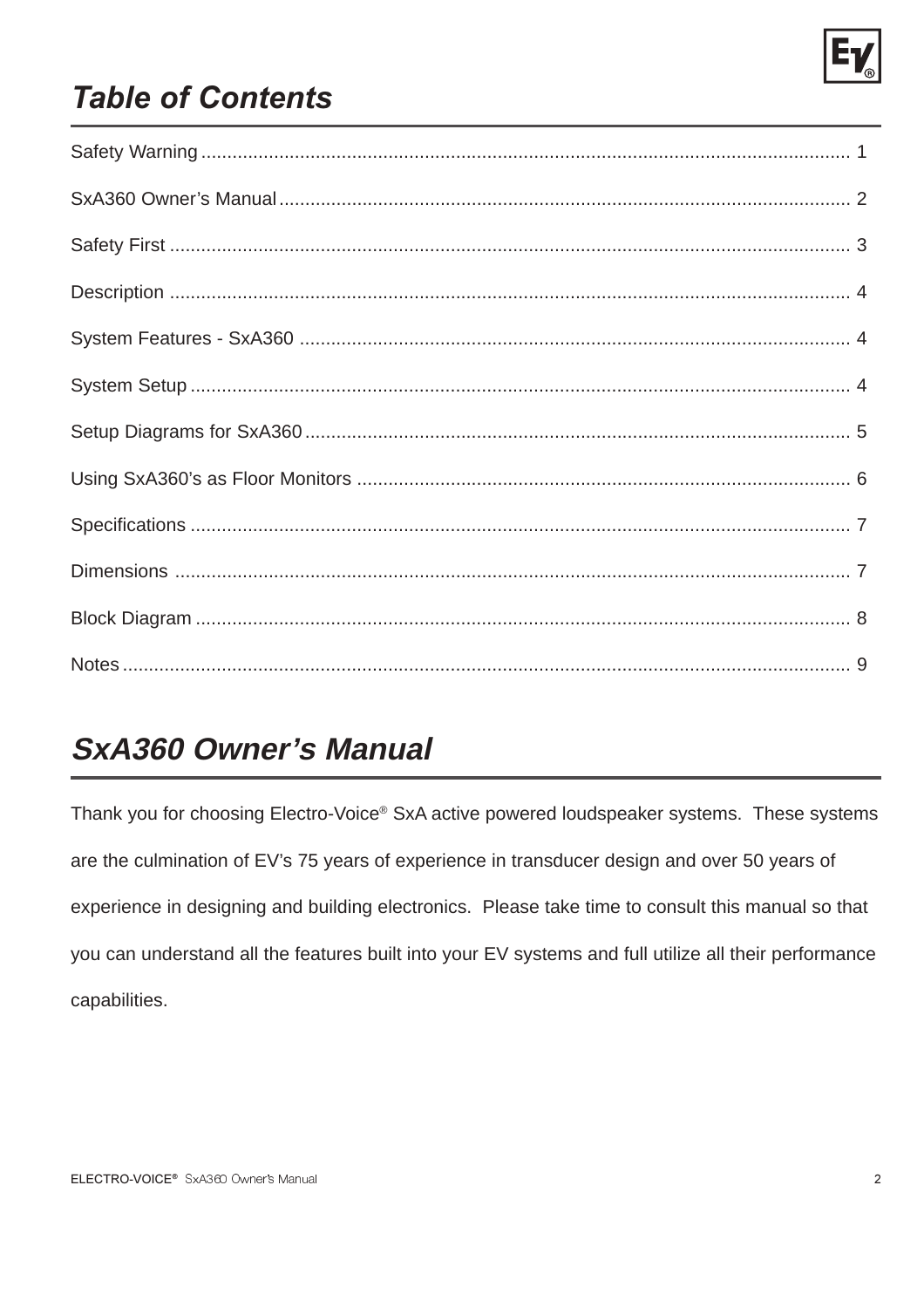# Table of Contents

| | |
|---|---|
| Safety Warning | 1 |
| SxA360 Owner's Manual | 2 |
| Safety First | 3 |
| Description | 4 |
| System Features - SxA360 | 4 |
| System Setup | 4 |
| Setup Diagrams for SxA360 | 5 |
| Using SxA360's as Floor Monitors | 6 |
| Specifications | 7 |
| Dimensions | 7 |
| Block Diagram | 8 |
| Notes | 9 |

# *SxA360 Owner's Manual*

Thank you for choosing Electro-Voice® SxA active powered loudspeaker systems. These systems are the culmination of EV's 75 years of experience in transducer design and over 50 years of experience in designing and building electronics. Please take time to consult this manual so that you can understand all the features built into your EV systems and full utilize all their performance capabilities.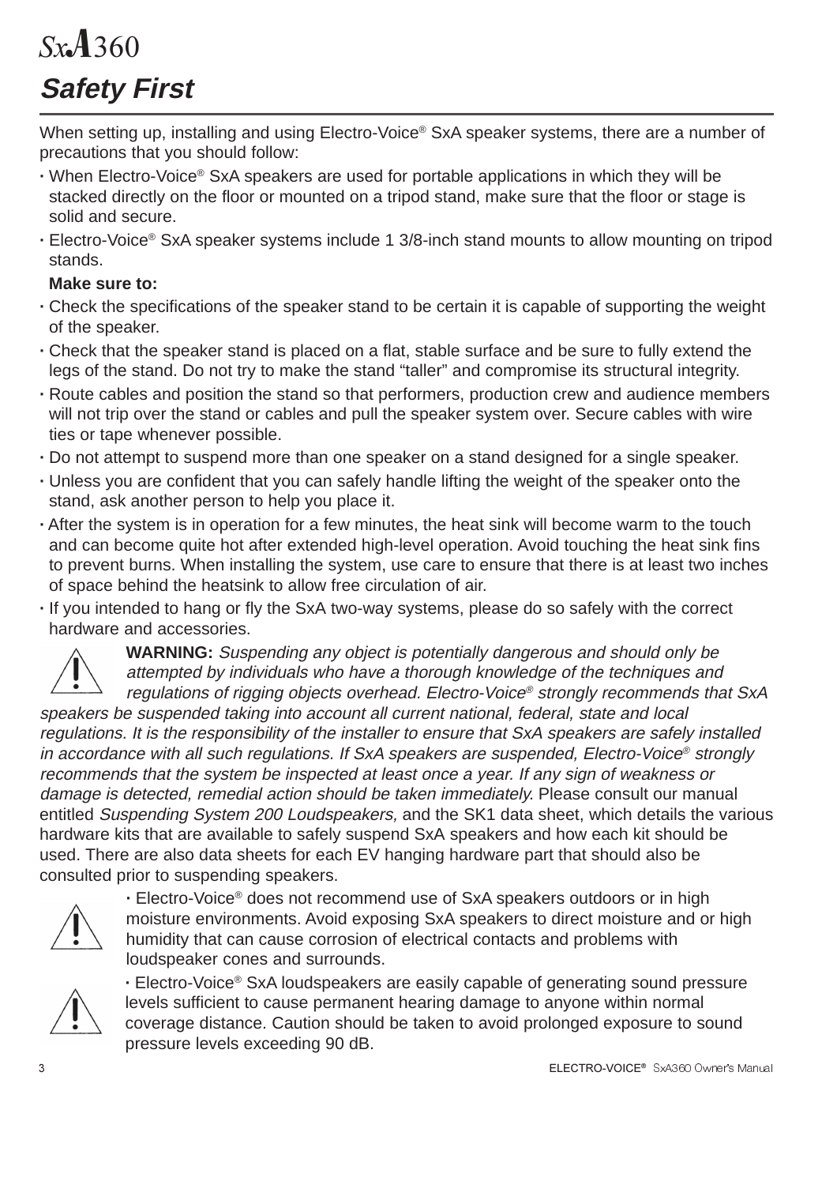# SxA360

## Safety First

When setting up, installing and using Electro-Voice® SxA speaker systems, there are a number of precautions that you should follow:

- When Electro-Voice® SxA speakers are used for portable applications in which they will be stacked directly on the floor or mounted on a tripod stand, make sure that the floor or stage is solid and secure.
- Electro-Voice® SxA speaker systems include 1 3/8-inch stand mounts to allow mounting on tripod stands.

  **Make sure to:**
- Check the specifications of the speaker stand to be certain it is capable of supporting the weight of the speaker.
- Check that the speaker stand is placed on a flat, stable surface and be sure to fully extend the legs of the stand. Do not try to make the stand "taller" and compromise its structural integrity.
- Route cables and position the stand so that performers, production crew and audience members will not trip over the stand or cables and pull the speaker system over. Secure cables with wire ties or tape whenever possible.
- Do not attempt to suspend more than one speaker on a stand designed for a single speaker.
- Unless you are confident that you can safely handle lifting the weight of the speaker onto the stand, ask another person to help you place it.
- After the system is in operation for a few minutes, the heat sink will become warm to the touch and can become quite hot after extended high-level operation. Avoid touching the heat sink fins to prevent burns. When installing the system, use care to ensure that there is at least two inches of space behind the heatsink to allow free circulation of air.
- If you intended to hang or fly the SxA two-way systems, please do so safely with the correct hardware and accessories.

**WARNING:** *Suspending any object is potentially dangerous and should only be attempted by individuals who have a thorough knowledge of the techniques and regulations of rigging objects overhead. Electro-Voice® strongly recommends that SxA speakers be suspended taking into account all current national, federal, state and local regulations. It is the responsibility of the installer to ensure that SxA speakers are safely installed in accordance with all such regulations. If SxA speakers are suspended, Electro-Voice® strongly recommends that the system be inspected at least once a year. If any sign of weakness or damage is detected, remedial action should be taken immediately.* Please consult our manual entitled *Suspending System 200 Loudspeakers,* and the SK1 data sheet, which details the various hardware kits that are available to safely suspend SxA speakers and how each kit should be used. There are also data sheets for each EV hanging hardware part that should also be consulted prior to suspending speakers.

- Electro-Voice® does not recommend use of SxA speakers outdoors or in high moisture environments. Avoid exposing SxA speakers to direct moisture and or high humidity that can cause corrosion of electrical contacts and problems with loudspeaker cones and surrounds.

- Electro-Voice® SxA loudspeakers are easily capable of generating sound pressure levels sufficient to cause permanent hearing damage to anyone within normal coverage distance. Caution should be taken to avoid prolonged exposure to sound pressure levels exceeding 90 dB.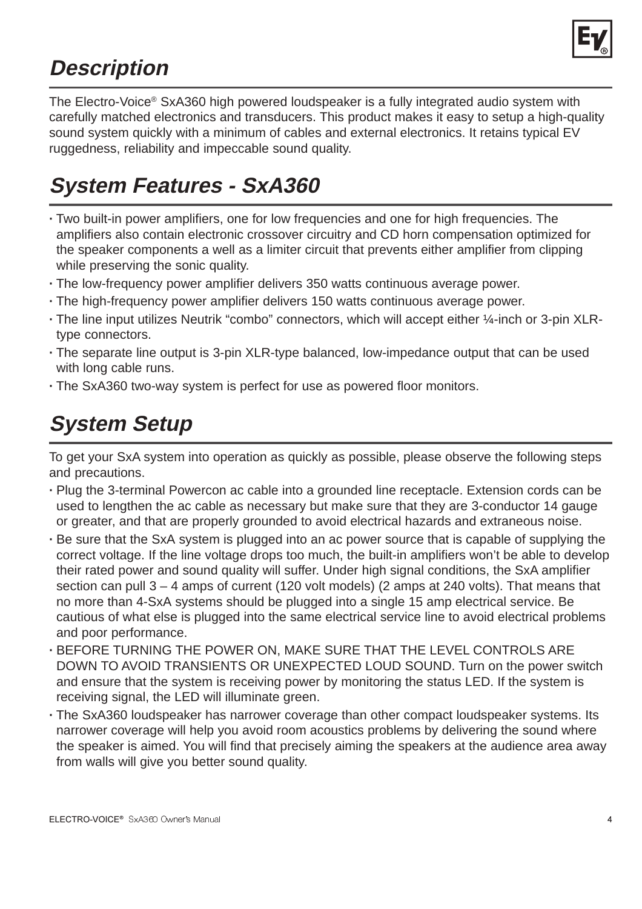## Description

The Electro-Voice® SxA360 high powered loudspeaker is a fully integrated audio system with carefully matched electronics and transducers. This product makes it easy to setup a high-quality sound system quickly with a minimum of cables and external electronics. It retains typical EV ruggedness, reliability and impeccable sound quality.

## System Features - SxA360

- Two built-in power amplifiers, one for low frequencies and one for high frequencies. The amplifiers also contain electronic crossover circuitry and CD horn compensation optimized for the speaker components a well as a limiter circuit that prevents either amplifier from clipping while preserving the sonic quality.
- The low-frequency power amplifier delivers 350 watts continuous average power.
- The high-frequency power amplifier delivers 150 watts continuous average power.
- The line input utilizes Neutrik “combo” connectors, which will accept either ¼-inch or 3-pin XLR-type connectors.
- The separate line output is 3-pin XLR-type balanced, low-impedance output that can be used with long cable runs.
- The SxA360 two-way system is perfect for use as powered floor monitors.

## System Setup

To get your SxA system into operation as quickly as possible, please observe the following steps and precautions.

- Plug the 3-terminal Powercon ac cable into a grounded line receptacle. Extension cords can be used to lengthen the ac cable as necessary but make sure that they are 3-conductor 14 gauge or greater, and that are properly grounded to avoid electrical hazards and extraneous noise.
- Be sure that the SxA system is plugged into an ac power source that is capable of supplying the correct voltage. If the line voltage drops too much, the built-in amplifiers won’t be able to develop their rated power and sound quality will suffer. Under high signal conditions, the SxA amplifier section can pull 3 – 4 amps of current (120 volt models) (2 amps at 240 volts). That means that no more than 4-SxA systems should be plugged into a single 15 amp electrical service. Be cautious of what else is plugged into the same electrical service line to avoid electrical problems and poor performance.
- BEFORE TURNING THE POWER ON, MAKE SURE THAT THE LEVEL CONTROLS ARE DOWN TO AVOID TRANSIENTS OR UNEXPECTED LOUD SOUND. Turn on the power switch and ensure that the system is receiving power by monitoring the status LED. If the system is receiving signal, the LED will illuminate green.
- The SxA360 loudspeaker has narrower coverage than other compact loudspeaker systems. Its narrower coverage will help you avoid room acoustics problems by delivering the sound where the speaker is aimed. You will find that precisely aiming the speakers at the audience area away from walls will give you better sound quality.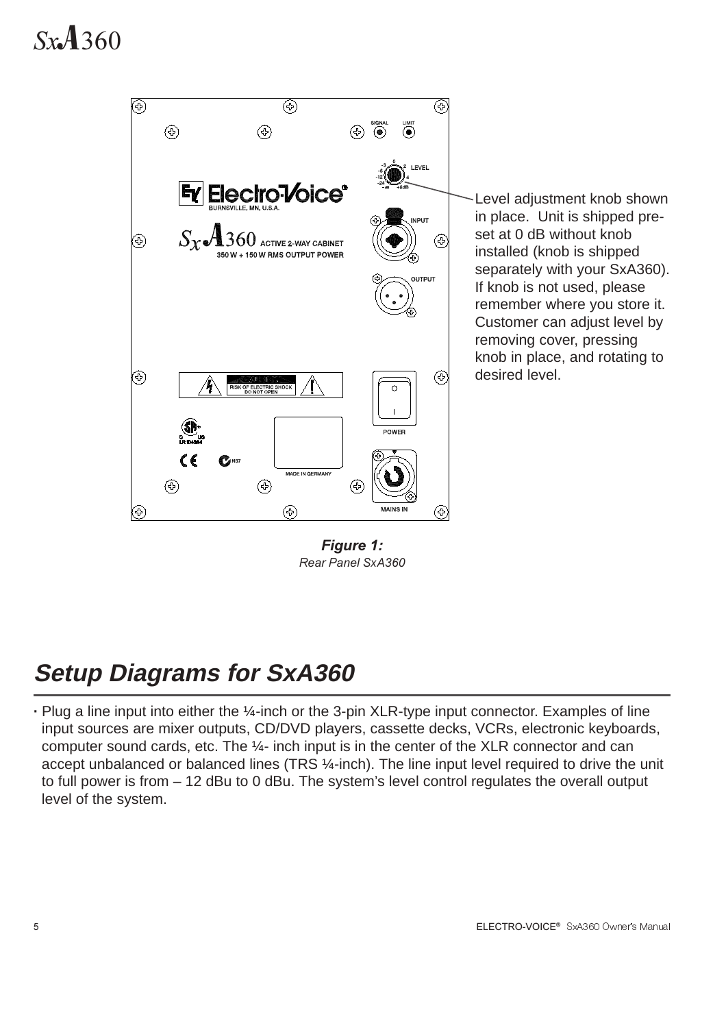Level adjustment knob shown in place. Unit is shipped pre-set at 0 dB without knob installed (knob is shipped separately with your SxA360). If knob is not used, please remember where you store it. Customer can adjust level by removing cover, pressing knob in place, and rotating to desired level.

***Figure 1:***
*Rear Panel SxA360*

## *Setup Diagrams for SxA360*

- Plug a line input into either the ¼-inch or the 3-pin XLR-type input connector. Examples of line input sources are mixer outputs, CD/DVD players, cassette decks, VCRs, electronic keyboards, computer sound cards, etc. The ¼- inch input is in the center of the XLR connector and can accept unbalanced or balanced lines (TRS ¼-inch). The line input level required to drive the unit to full power is from – 12 dBu to 0 dBu. The system's level control regulates the overall output level of the system.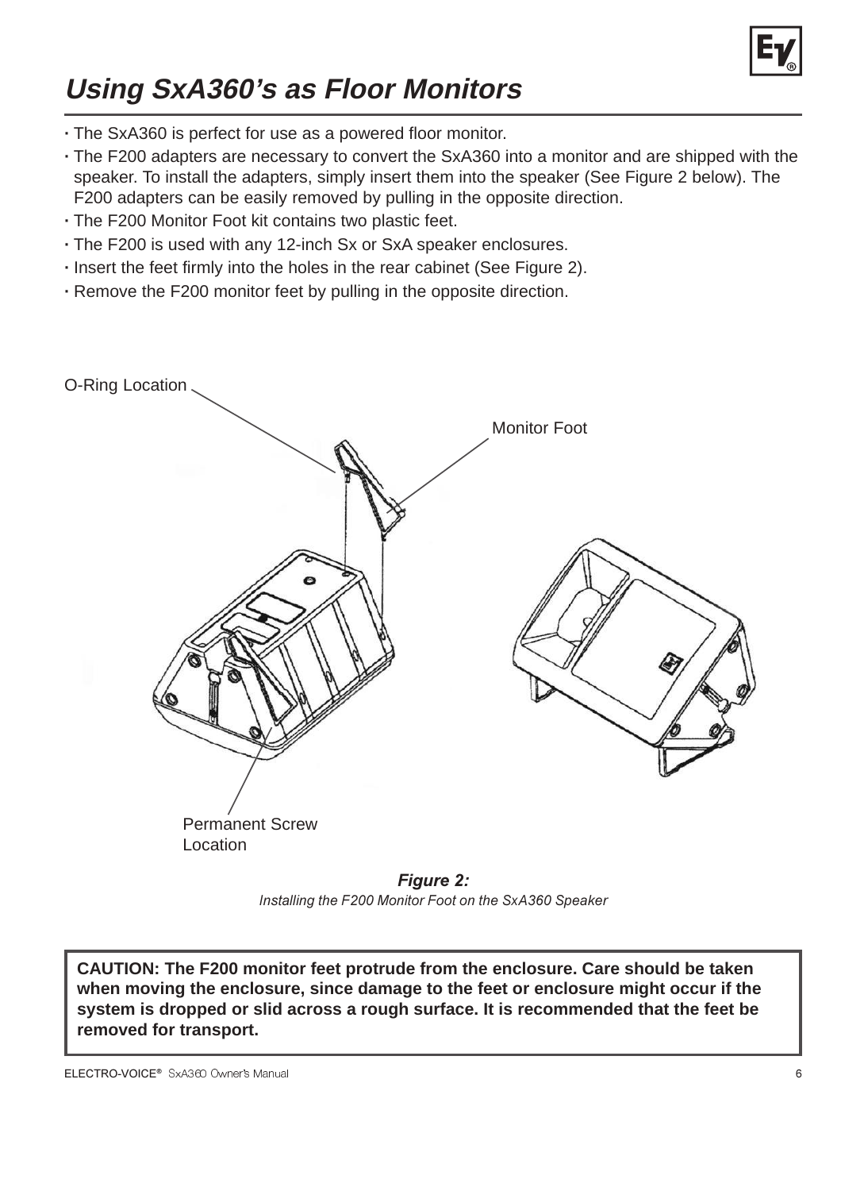# Using SxA360's as Floor Monitors

- The SxA360 is perfect for use as a powered floor monitor.
- The F200 adapters are necessary to convert the SxA360 into a monitor and are shipped with the speaker. To install the adapters, simply insert them into the speaker (See Figure 2 below). The F200 adapters can be easily removed by pulling in the opposite direction.
- The F200 Monitor Foot kit contains two plastic feet.
- The F200 is used with any 12-inch Sx or SxA speaker enclosures.
- Insert the feet firmly into the holes in the rear cabinet (See Figure 2).
- Remove the F200 monitor feet by pulling in the opposite direction.

O-Ring Location

Monitor Foot

Permanent Screw Location

***Figure 2:***

*Installing the F200 Monitor Foot on the SxA360 Speaker*

**CAUTION: The F200 monitor feet protrude from the enclosure. Care should be taken when moving the enclosure, since damage to the feet or enclosure might occur if the system is dropped or slid across a rough surface. It is recommended that the feet be removed for transport.**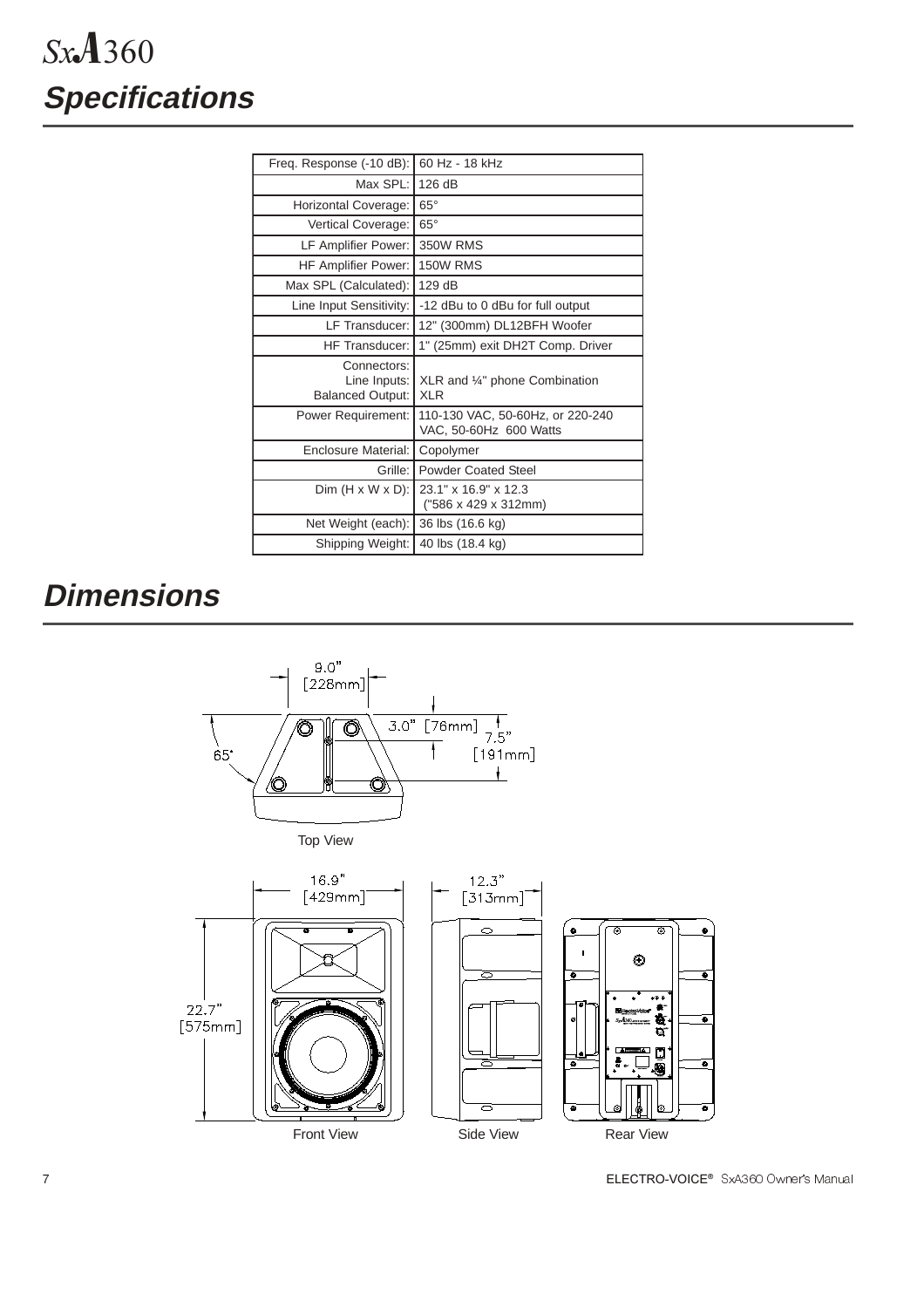# *SxA*360

## *Specifications*

| | |
|---|---|
| Freq. Response (-10 dB): | 60 Hz - 18 kHz |
| Max SPL: | 126 dB |
| Horizontal Coverage: | 65° |
| Vertical Coverage: | 65° |
| LF Amplifier Power: | 350W RMS |
| HF Amplifier Power: | 150W RMS |
| Max SPL (Calculated): | 129 dB |
| Line Input Sensitivity: | -12 dBu to 0 dBu for full output |
| LF Transducer: | 12" (300mm) DL12BFH Woofer |
| HF Transducer: | 1" (25mm) exit DH2T Comp. Driver |
| Connectors: Line Inputs: Balanced Output: | XLR and ¼" phone Combination XLR |
| Power Requirement: | 110-130 VAC, 50-60Hz, or 220-240 VAC, 50-60Hz 600 Watts |
| Enclosure Material: | Copolymer |
| Grille: | Powder Coated Steel |
| Dim (H x W x D): | 23.1" x 16.9" x 12.3 ("586 x 429 x 312mm) |
| Net Weight (each): | 36 lbs (16.6 kg) |
| Shipping Weight: | 40 lbs (18.4 kg) |

## *Dimensions*

9.0" [228mm]

3.0" [76mm]

7.5" [191mm]

65°

Top View

16.9" [429mm]

12.3" [313mm]

22.7" [575mm]

Front View

Side View

Rear View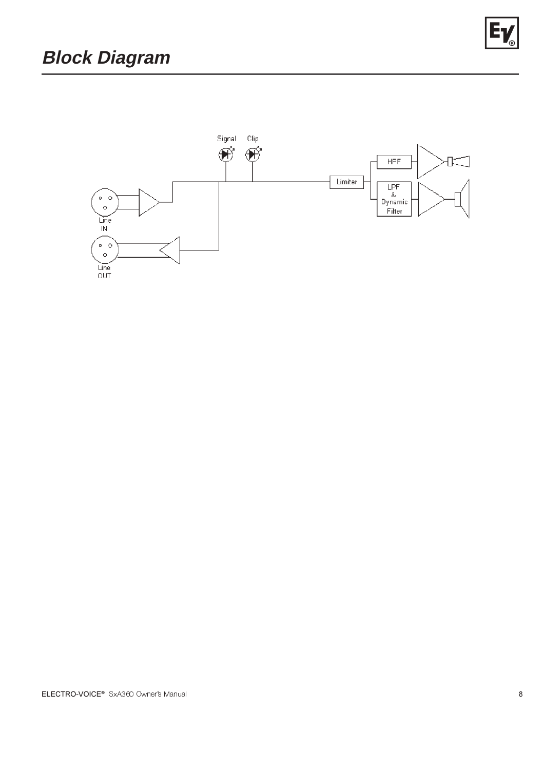# Block Diagram

Signal

Clip

Line IN

Line OUT

Limiter

HPF

LPF & Dynamic Filter